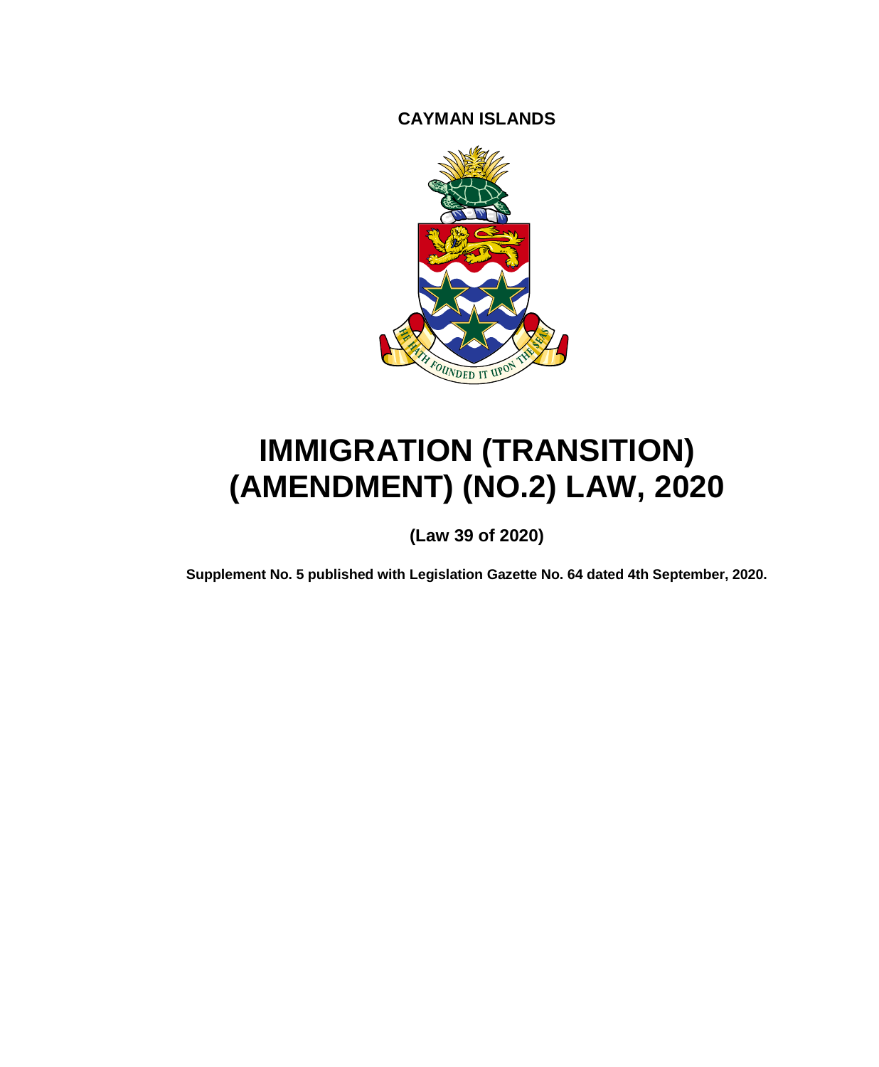**CAYMAN ISLANDS**

# IMMIGRATION (TRANSITION) (AMENDMENT) (NO.2) LAW, 2020

**(Law 39 of 2020)**

**Supplement No. 5 published with Legislation Gazette No. 64 dated 4th September, 2020.**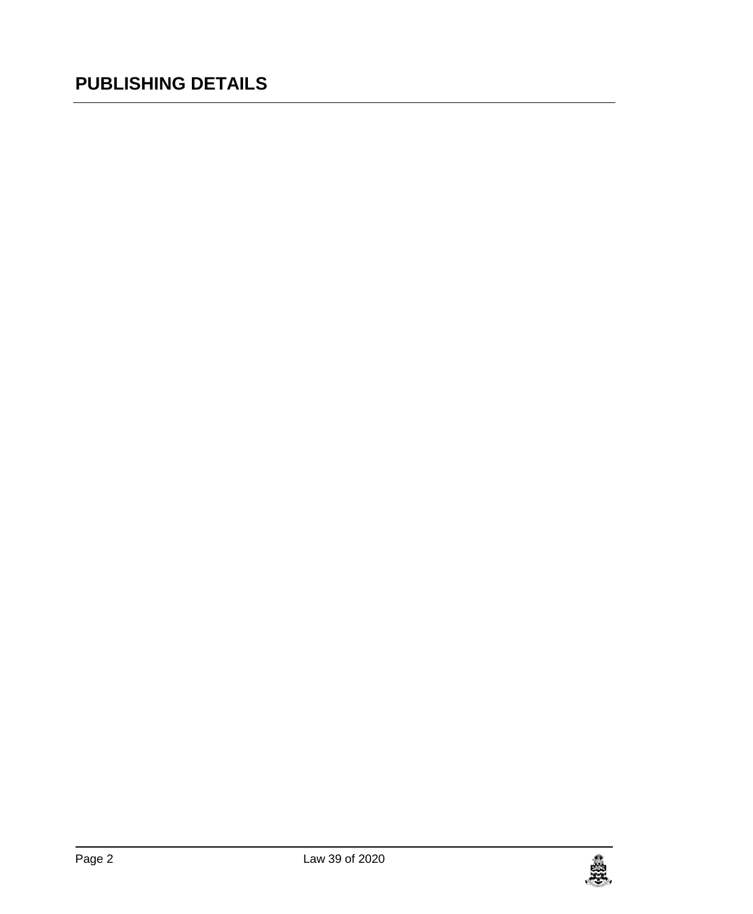# PUBLISHING DETAILS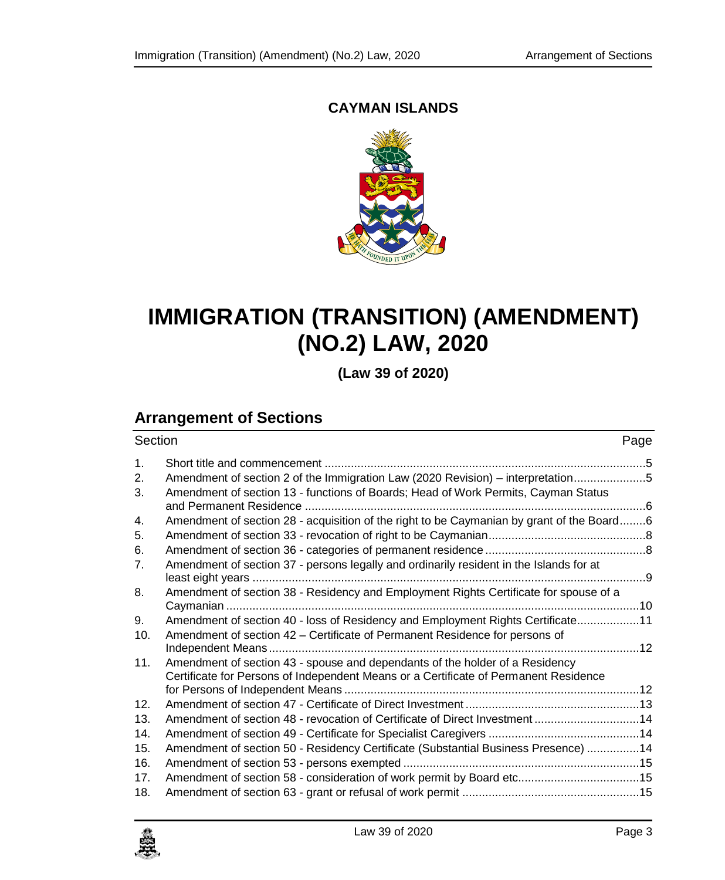**CAYMAN ISLANDS**

# IMMIGRATION (TRANSITION) (AMENDMENT) (NO.2) LAW, 2020

**(Law 39 of 2020)**

## Arrangement of Sections

| Section | | Page |
|---|---|---|
| 1. | Short title and commencement | 5 |
| 2. | Amendment of section 2 of the Immigration Law (2020 Revision) – interpretation | 5 |
| 3. | Amendment of section 13 - functions of Boards; Head of Work Permits, Cayman Status and Permanent Residence | 6 |
| 4. | Amendment of section 28 - acquisition of the right to be Caymanian by grant of the Board | 6 |
| 5. | Amendment of section 33 - revocation of right to be Caymanian | 8 |
| 6. | Amendment of section 36 - categories of permanent residence | 8 |
| 7. | Amendment of section 37 - persons legally and ordinarily resident in the Islands for at least eight years | 9 |
| 8. | Amendment of section 38 - Residency and Employment Rights Certificate for spouse of a Caymanian | 10 |
| 9. | Amendment of section 40 - loss of Residency and Employment Rights Certificate | 11 |
| 10. | Amendment of section 42 – Certificate of Permanent Residence for persons of Independent Means | 12 |
| 11. | Amendment of section 43 - spouse and dependants of the holder of a Residency Certificate for Persons of Independent Means or a Certificate of Permanent Residence for Persons of Independent Means | 12 |
| 12. | Amendment of section 47 - Certificate of Direct Investment | 13 |
| 13. | Amendment of section 48 - revocation of Certificate of Direct Investment | 14 |
| 14. | Amendment of section 49 - Certificate for Specialist Caregivers | 14 |
| 15. | Amendment of section 50 - Residency Certificate (Substantial Business Presence) | 14 |
| 16. | Amendment of section 53 - persons exempted | 15 |
| 17. | Amendment of section 58 - consideration of work permit by Board etc. | 15 |
| 18. | Amendment of section 63 - grant or refusal of work permit | 15 |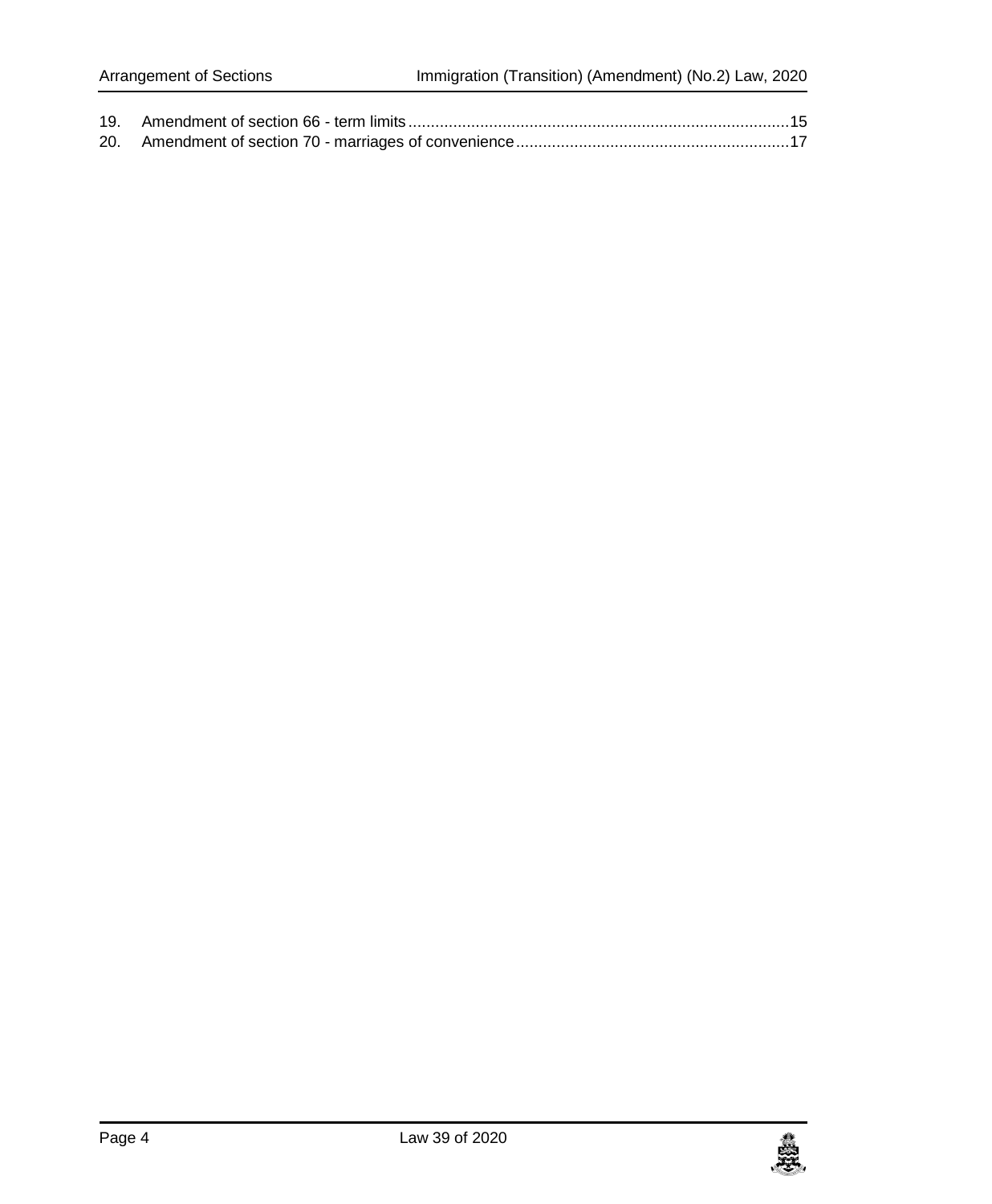19. Amendment of section 66 - term limits ..................................................................................15
20. Amendment of section 70 - marriages of convenience ............................................................17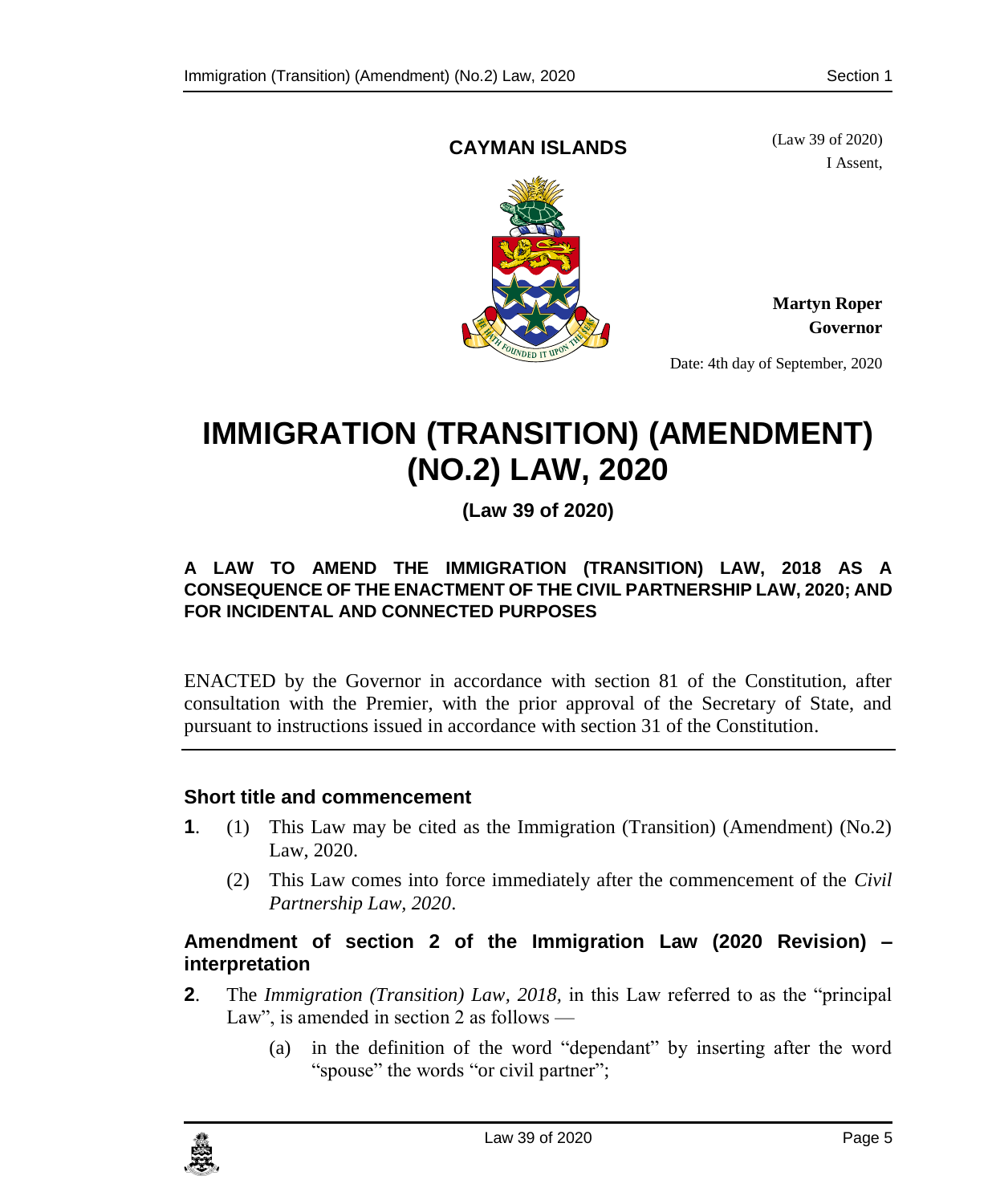**CAYMAN ISLANDS**

(Law 39 of 2020)

I Assent,

**Martyn Roper**
**Governor**

Date: 4th day of September, 2020

# IMMIGRATION (TRANSITION) (AMENDMENT) (NO.2) LAW, 2020

**(Law 39 of 2020)**

**A LAW TO AMEND THE IMMIGRATION (TRANSITION) LAW, 2018 AS A CONSEQUENCE OF THE ENACTMENT OF THE CIVIL PARTNERSHIP LAW, 2020; AND FOR INCIDENTAL AND CONNECTED PURPOSES**

ENACTED by the Governor in accordance with section 81 of the Constitution, after consultation with the Premier, with the prior approval of the Secretary of State, and pursuant to instructions issued in accordance with section 31 of the Constitution.

### Short title and commencement

**1**. (1) This Law may be cited as the Immigration (Transition) (Amendment) (No.2) Law, 2020.

(2) This Law comes into force immediately after the commencement of the *Civil Partnership Law, 2020*.

### Amendment of section 2 of the Immigration Law (2020 Revision) – interpretation

**2**. The *Immigration (Transition) Law, 2018*, in this Law referred to as the "principal Law", is amended in section 2 as follows —

(a) in the definition of the word "dependant" by inserting after the word "spouse" the words "or civil partner";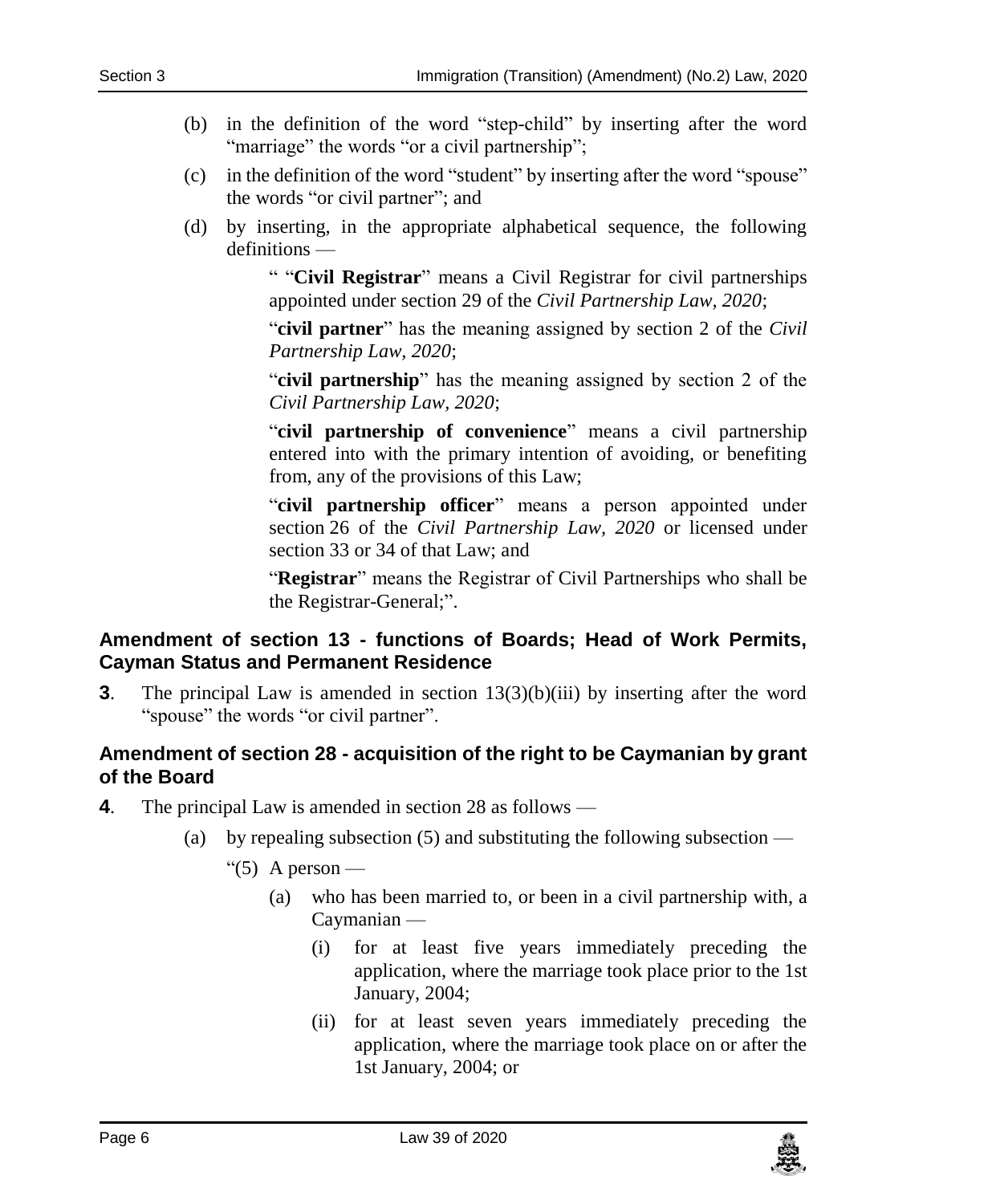(b) in the definition of the word "step-child" by inserting after the word "marriage" the words "or a civil partnership";

(c) in the definition of the word "student" by inserting after the word "spouse" the words "or civil partner"; and

(d) by inserting, in the appropriate alphabetical sequence, the following definitions —

" "**Civil Registrar**" means a Civil Registrar for civil partnerships appointed under section 29 of the *Civil Partnership Law, 2020*;

"**civil partner**" has the meaning assigned by section 2 of the *Civil Partnership Law, 2020*;

"**civil partnership**" has the meaning assigned by section 2 of the *Civil Partnership Law, 2020*;

"**civil partnership of convenience**" means a civil partnership entered into with the primary intention of avoiding, or benefiting from, any of the provisions of this Law;

"**civil partnership officer**" means a person appointed under section 26 of the *Civil Partnership Law, 2020* or licensed under section 33 or 34 of that Law; and

"**Registrar**" means the Registrar of Civil Partnerships who shall be the Registrar-General;".

### Amendment of section 13 - functions of Boards; Head of Work Permits, Cayman Status and Permanent Residence

**3**. The principal Law is amended in section 13(3)(b)(iii) by inserting after the word "spouse" the words "or civil partner".

### Amendment of section 28 - acquisition of the right to be Caymanian by grant of the Board

**4**. The principal Law is amended in section 28 as follows —

(a) by repealing subsection (5) and substituting the following subsection —

"(5) A person —

(a) who has been married to, or been in a civil partnership with, a Caymanian —

(i) for at least five years immediately preceding the application, where the marriage took place prior to the 1st January, 2004;

(ii) for at least seven years immediately preceding the application, where the marriage took place on or after the 1st January, 2004; or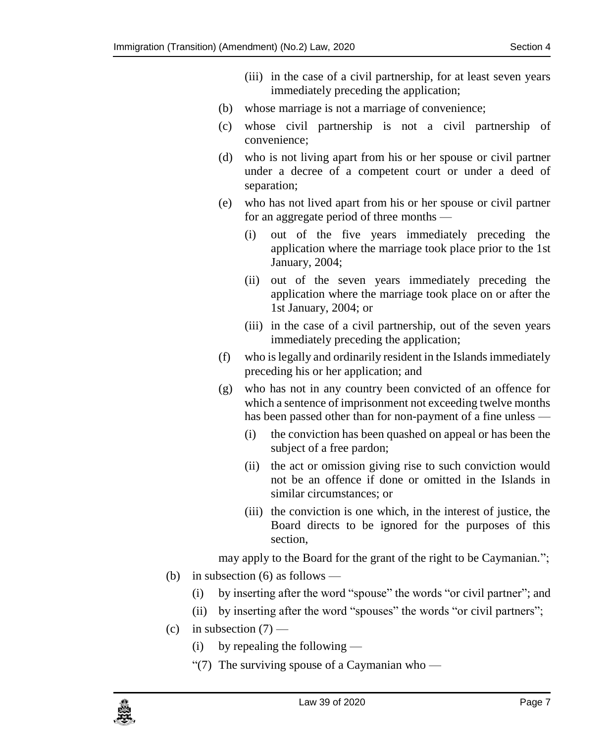(iii) in the case of a civil partnership, for at least seven years immediately preceding the application;

(b) whose marriage is not a marriage of convenience;

(c) whose civil partnership is not a civil partnership of convenience;

(d) who is not living apart from his or her spouse or civil partner under a decree of a competent court or under a deed of separation;

(e) who has not lived apart from his or her spouse or civil partner for an aggregate period of three months —

(i) out of the five years immediately preceding the application where the marriage took place prior to the 1st January, 2004;

(ii) out of the seven years immediately preceding the application where the marriage took place on or after the 1st January, 2004; or

(iii) in the case of a civil partnership, out of the seven years immediately preceding the application;

(f) who is legally and ordinarily resident in the Islands immediately preceding his or her application; and

(g) who has not in any country been convicted of an offence for which a sentence of imprisonment not exceeding twelve months has been passed other than for non-payment of a fine unless —

(i) the conviction has been quashed on appeal or has been the subject of a free pardon;

(ii) the act or omission giving rise to such conviction would not be an offence if done or omitted in the Islands in similar circumstances; or

(iii) the conviction is one which, in the interest of justice, the Board directs to be ignored for the purposes of this section,

may apply to the Board for the grant of the right to be Caymanian.";

(b) in subsection (6) as follows —

(i) by inserting after the word "spouse" the words "or civil partner"; and

(ii) by inserting after the word "spouses" the words "or civil partners";

(c) in subsection (7) —

(i) by repealing the following —

"(7) The surviving spouse of a Caymanian who —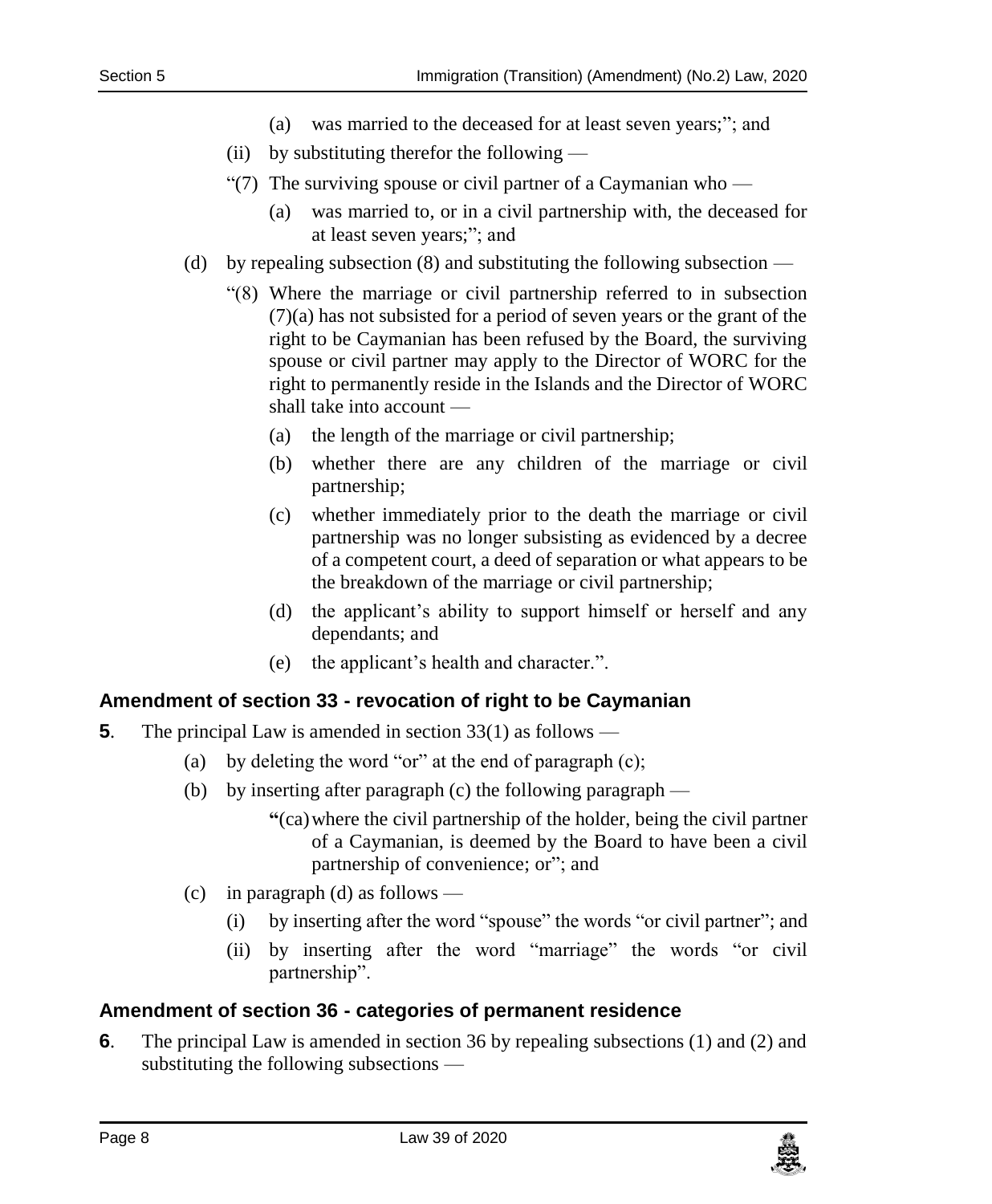(a) was married to the deceased for at least seven years;"; and

(ii) by substituting therefor the following —

"(7) The surviving spouse or civil partner of a Caymanian who —

(a) was married to, or in a civil partnership with, the deceased for at least seven years;"; and

(d) by repealing subsection (8) and substituting the following subsection —

"(8) Where the marriage or civil partnership referred to in subsection (7)(a) has not subsisted for a period of seven years or the grant of the right to be Caymanian has been refused by the Board, the surviving spouse or civil partner may apply to the Director of WORC for the right to permanently reside in the Islands and the Director of WORC shall take into account —

(a) the length of the marriage or civil partnership;

(b) whether there are any children of the marriage or civil partnership;

(c) whether immediately prior to the death the marriage or civil partnership was no longer subsisting as evidenced by a decree of a competent court, a deed of separation or what appears to be the breakdown of the marriage or civil partnership;

(d) the applicant's ability to support himself or herself and any dependants; and

(e) the applicant's health and character.".

### Amendment of section 33 - revocation of right to be Caymanian

**5**. The principal Law is amended in section 33(1) as follows —

(a) by deleting the word "or" at the end of paragraph (c);

(b) by inserting after paragraph (c) the following paragraph —

"(ca) where the civil partnership of the holder, being the civil partner of a Caymanian, is deemed by the Board to have been a civil partnership of convenience; or"; and

(c) in paragraph (d) as follows —

(i) by inserting after the word "spouse" the words "or civil partner"; and

(ii) by inserting after the word "marriage" the words "or civil partnership".

### Amendment of section 36 - categories of permanent residence

**6**. The principal Law is amended in section 36 by repealing subsections (1) and (2) and substituting the following subsections —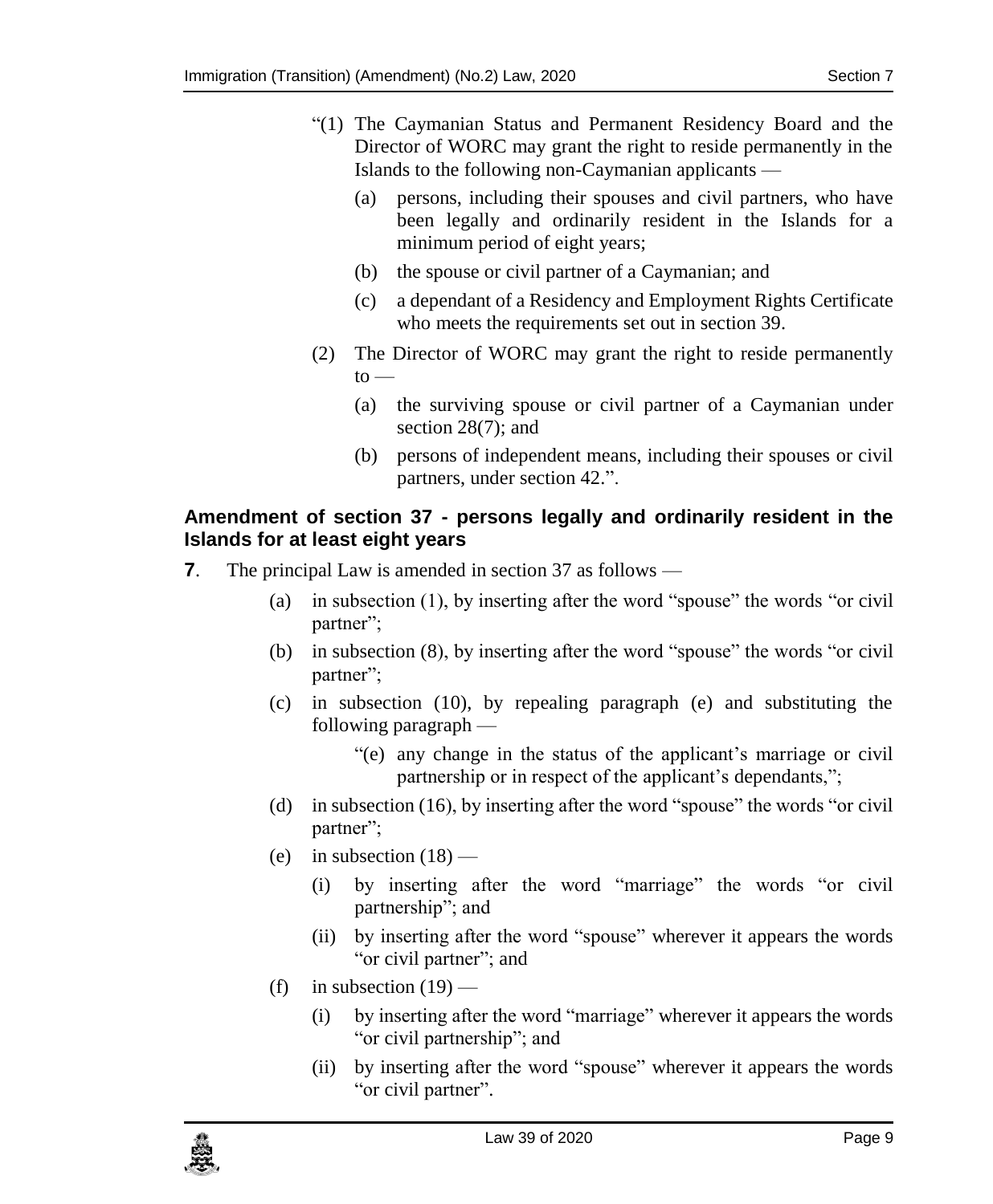"(1) The Caymanian Status and Permanent Residency Board and the Director of WORC may grant the right to reside permanently in the Islands to the following non-Caymanian applicants —

(a) persons, including their spouses and civil partners, who have been legally and ordinarily resident in the Islands for a minimum period of eight years;

(b) the spouse or civil partner of a Caymanian; and

(c) a dependant of a Residency and Employment Rights Certificate who meets the requirements set out in section 39.

(2) The Director of WORC may grant the right to reside permanently to —

(a) the surviving spouse or civil partner of a Caymanian under section 28(7); and

(b) persons of independent means, including their spouses or civil partners, under section 42.".

### Amendment of section 37 - persons legally and ordinarily resident in the Islands for at least eight years

**7**. The principal Law is amended in section 37 as follows —

(a) in subsection (1), by inserting after the word "spouse" the words "or civil partner";

(b) in subsection (8), by inserting after the word "spouse" the words "or civil partner";

(c) in subsection (10), by repealing paragraph (e) and substituting the following paragraph —

"(e) any change in the status of the applicant's marriage or civil partnership or in respect of the applicant's dependants,";

(d) in subsection (16), by inserting after the word "spouse" the words "or civil partner";

(e) in subsection (18) —

(i) by inserting after the word "marriage" the words "or civil partnership"; and

(ii) by inserting after the word "spouse" wherever it appears the words "or civil partner"; and

(f) in subsection (19) —

(i) by inserting after the word "marriage" wherever it appears the words "or civil partnership"; and

(ii) by inserting after the word "spouse" wherever it appears the words "or civil partner".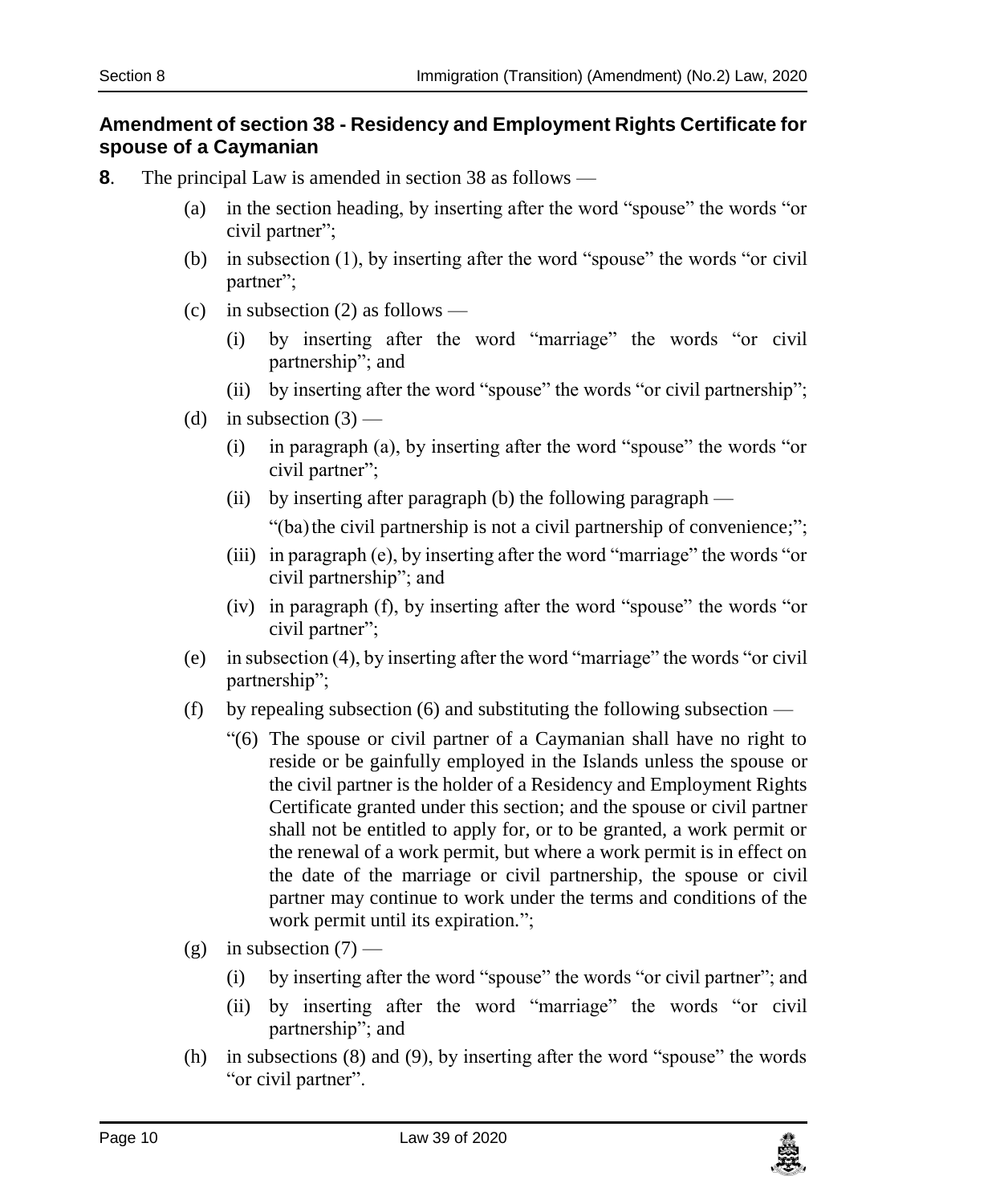## Amendment of section 38 - Residency and Employment Rights Certificate for spouse of a Caymanian

**8**. The principal Law is amended in section 38 as follows —

(a) in the section heading, by inserting after the word "spouse" the words "or civil partner";

(b) in subsection (1), by inserting after the word "spouse" the words "or civil partner";

(c) in subsection (2) as follows —

  (i) by inserting after the word "marriage" the words "or civil partnership"; and

  (ii) by inserting after the word "spouse" the words "or civil partnership";

(d) in subsection (3) —

  (i) in paragraph (a), by inserting after the word "spouse" the words "or civil partner";

  (ii) by inserting after paragraph (b) the following paragraph —

  "(ba) the civil partnership is not a civil partnership of convenience;";

  (iii) in paragraph (e), by inserting after the word "marriage" the words "or civil partnership"; and

  (iv) in paragraph (f), by inserting after the word "spouse" the words "or civil partner";

(e) in subsection (4), by inserting after the word "marriage" the words "or civil partnership";

(f) by repealing subsection (6) and substituting the following subsection —

  "(6) The spouse or civil partner of a Caymanian shall have no right to reside or be gainfully employed in the Islands unless the spouse or the civil partner is the holder of a Residency and Employment Rights Certificate granted under this section; and the spouse or civil partner shall not be entitled to apply for, or to be granted, a work permit or the renewal of a work permit, but where a work permit is in effect on the date of the marriage or civil partnership, the spouse or civil partner may continue to work under the terms and conditions of the work permit until its expiration.";

(g) in subsection (7) —

  (i) by inserting after the word "spouse" the words "or civil partner"; and

  (ii) by inserting after the word "marriage" the words "or civil partnership"; and

(h) in subsections (8) and (9), by inserting after the word "spouse" the words "or civil partner".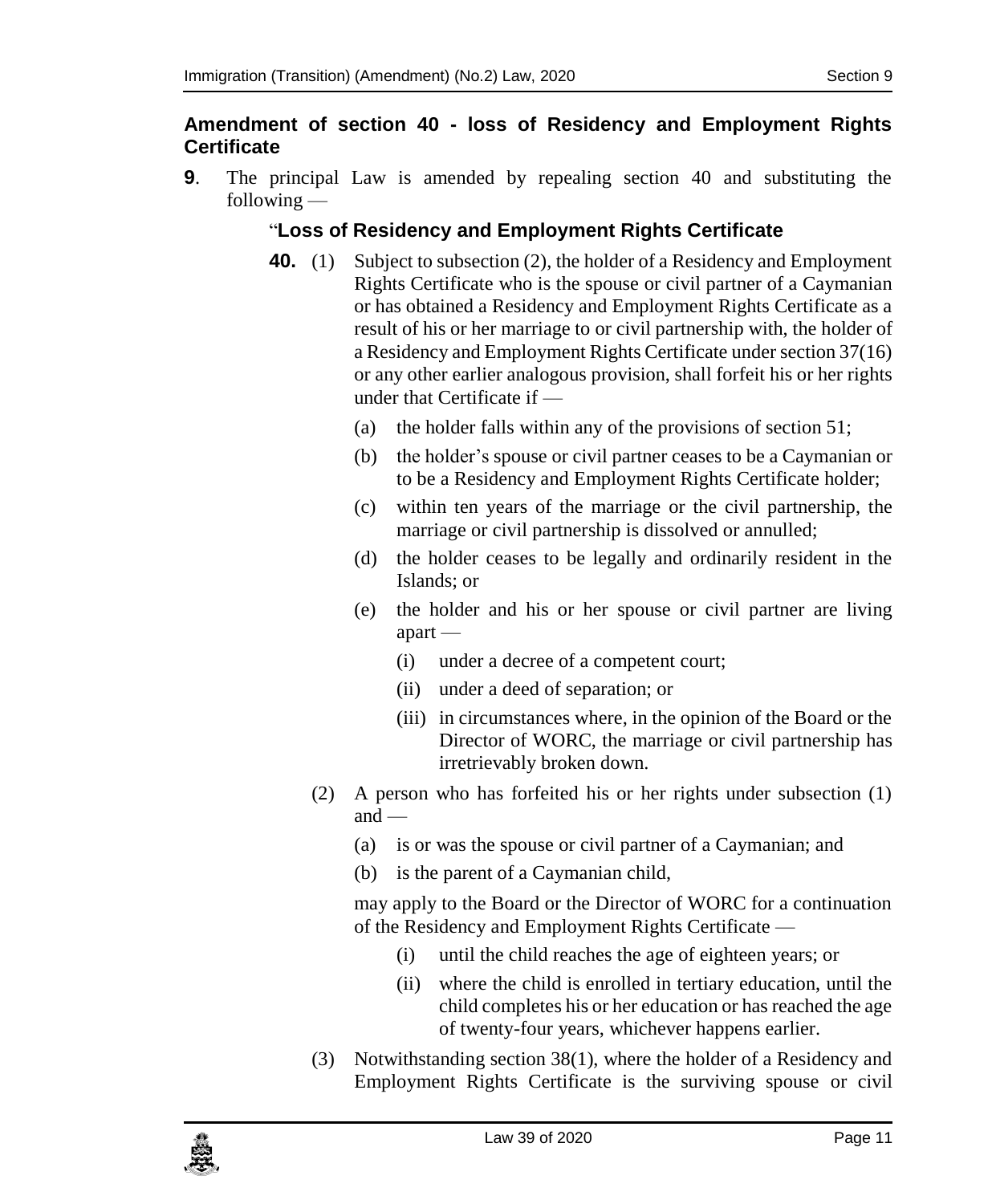### Amendment of section 40 - loss of Residency and Employment Rights Certificate

**9**. The principal Law is amended by repealing section 40 and substituting the following —

"**Loss of Residency and Employment Rights Certificate**

**40.** (1) Subject to subsection (2), the holder of a Residency and Employment Rights Certificate who is the spouse or civil partner of a Caymanian or has obtained a Residency and Employment Rights Certificate as a result of his or her marriage to or civil partnership with, the holder of a Residency and Employment Rights Certificate under section 37(16) or any other earlier analogous provision, shall forfeit his or her rights under that Certificate if —

(a) the holder falls within any of the provisions of section 51;

(b) the holder's spouse or civil partner ceases to be a Caymanian or to be a Residency and Employment Rights Certificate holder;

(c) within ten years of the marriage or the civil partnership, the marriage or civil partnership is dissolved or annulled;

(d) the holder ceases to be legally and ordinarily resident in the Islands; or

(e) the holder and his or her spouse or civil partner are living apart —

(i) under a decree of a competent court;

(ii) under a deed of separation; or

(iii) in circumstances where, in the opinion of the Board or the Director of WORC, the marriage or civil partnership has irretrievably broken down.

(2) A person who has forfeited his or her rights under subsection (1) and —

(a) is or was the spouse or civil partner of a Caymanian; and

(b) is the parent of a Caymanian child,

may apply to the Board or the Director of WORC for a continuation of the Residency and Employment Rights Certificate —

(i) until the child reaches the age of eighteen years; or

(ii) where the child is enrolled in tertiary education, until the child completes his or her education or has reached the age of twenty-four years, whichever happens earlier.

(3) Notwithstanding section 38(1), where the holder of a Residency and Employment Rights Certificate is the surviving spouse or civil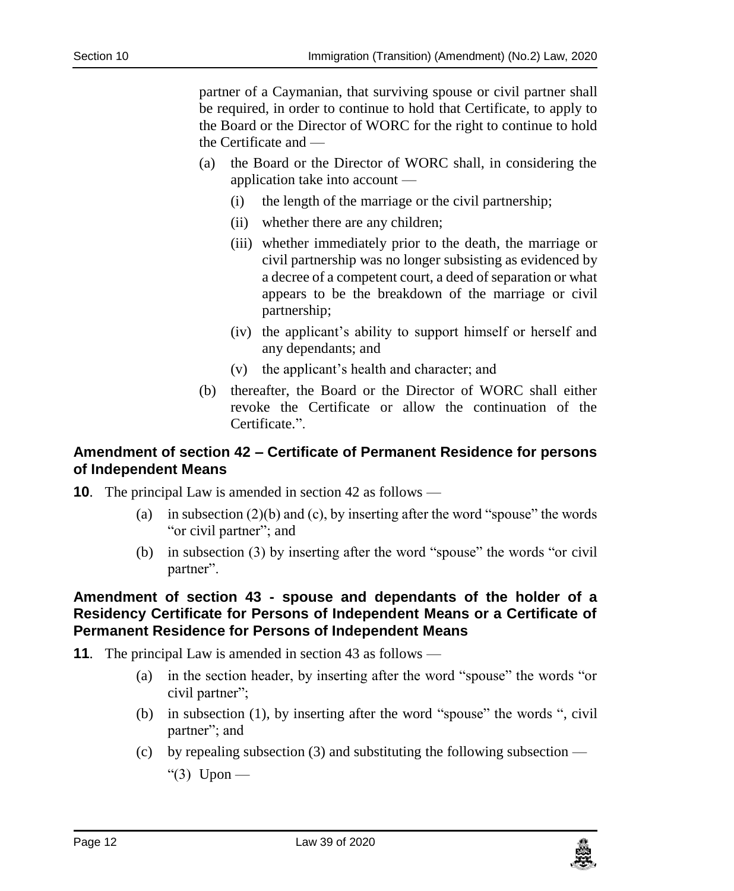partner of a Caymanian, that surviving spouse or civil partner shall be required, in order to continue to hold that Certificate, to apply to the Board or the Director of WORC for the right to continue to hold the Certificate and —

(a) the Board or the Director of WORC shall, in considering the application take into account —

   (i) the length of the marriage or the civil partnership;

   (ii) whether there are any children;

   (iii) whether immediately prior to the death, the marriage or civil partnership was no longer subsisting as evidenced by a decree of a competent court, a deed of separation or what appears to be the breakdown of the marriage or civil partnership;

   (iv) the applicant's ability to support himself or herself and any dependants; and

   (v) the applicant's health and character; and

(b) thereafter, the Board or the Director of WORC shall either revoke the Certificate or allow the continuation of the Certificate.".

### Amendment of section 42 – Certificate of Permanent Residence for persons of Independent Means

**10**. The principal Law is amended in section 42 as follows —

(a) in subsection (2)(b) and (c), by inserting after the word "spouse" the words "or civil partner"; and

(b) in subsection (3) by inserting after the word "spouse" the words "or civil partner".

### Amendment of section 43 - spouse and dependants of the holder of a Residency Certificate for Persons of Independent Means or a Certificate of Permanent Residence for Persons of Independent Means

**11**. The principal Law is amended in section 43 as follows —

(a) in the section header, by inserting after the word "spouse" the words "or civil partner";

(b) in subsection (1), by inserting after the word "spouse" the words ", civil partner"; and

(c) by repealing subsection (3) and substituting the following subsection —

"(3) Upon —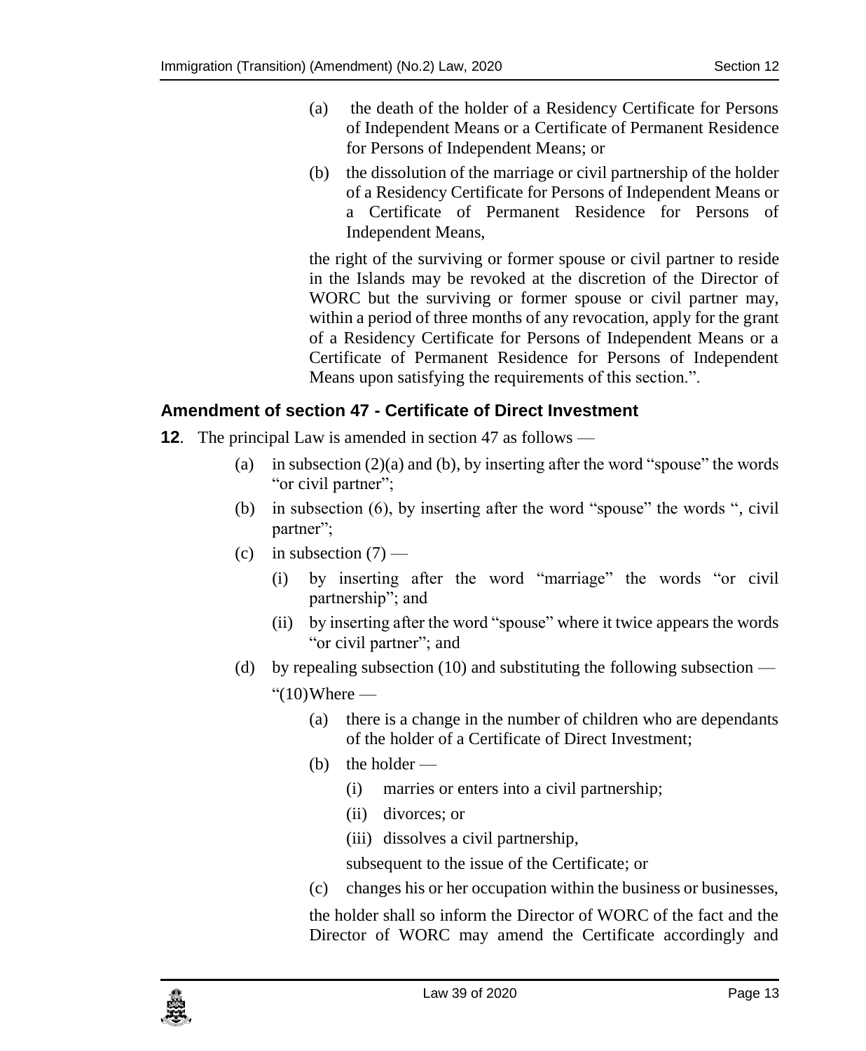(a) the death of the holder of a Residency Certificate for Persons of Independent Means or a Certificate of Permanent Residence for Persons of Independent Means; or

(b) the dissolution of the marriage or civil partnership of the holder of a Residency Certificate for Persons of Independent Means or a Certificate of Permanent Residence for Persons of Independent Means,

the right of the surviving or former spouse or civil partner to reside in the Islands may be revoked at the discretion of the Director of WORC but the surviving or former spouse or civil partner may, within a period of three months of any revocation, apply for the grant of a Residency Certificate for Persons of Independent Means or a Certificate of Permanent Residence for Persons of Independent Means upon satisfying the requirements of this section.".

## Amendment of section 47 - Certificate of Direct Investment

**12**. The principal Law is amended in section 47 as follows —

(a) in subsection (2)(a) and (b), by inserting after the word "spouse" the words "or civil partner";

(b) in subsection (6), by inserting after the word "spouse" the words ", civil partner";

(c) in subsection (7) —

  (i) by inserting after the word "marriage" the words "or civil partnership"; and

  (ii) by inserting after the word "spouse" where it twice appears the words "or civil partner"; and

(d) by repealing subsection (10) and substituting the following subsection —

"(10) Where —

  (a) there is a change in the number of children who are dependants of the holder of a Certificate of Direct Investment;

  (b) the holder —

    (i) marries or enters into a civil partnership;

    (ii) divorces; or

    (iii) dissolves a civil partnership,

  subsequent to the issue of the Certificate; or

  (c) changes his or her occupation within the business or businesses,

the holder shall so inform the Director of WORC of the fact and the Director of WORC may amend the Certificate accordingly and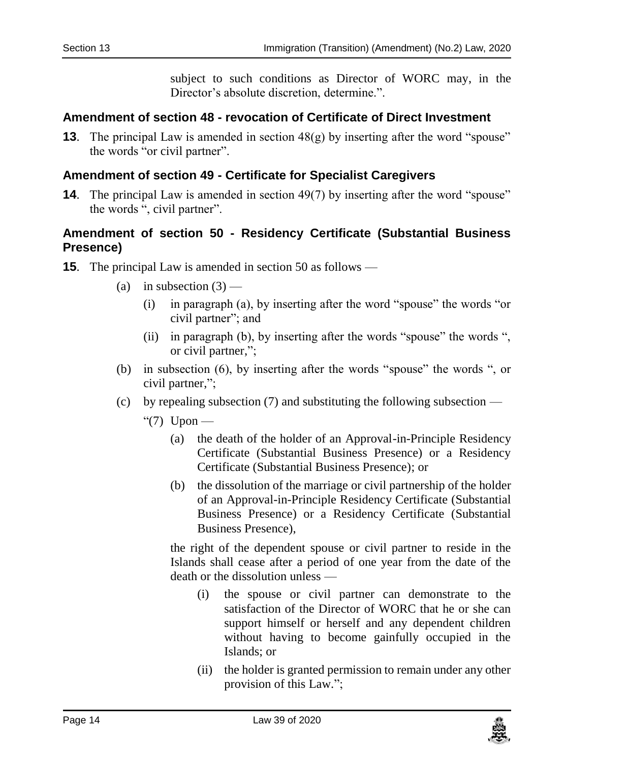subject to such conditions as Director of WORC may, in the Director's absolute discretion, determine.".

### Amendment of section 48 - revocation of Certificate of Direct Investment

**13**. The principal Law is amended in section 48(g) by inserting after the word "spouse" the words "or civil partner".

### Amendment of section 49 - Certificate for Specialist Caregivers

**14**. The principal Law is amended in section 49(7) by inserting after the word "spouse" the words ", civil partner".

### Amendment of section 50 - Residency Certificate (Substantial Business Presence)

**15**. The principal Law is amended in section 50 as follows —

- (a) in subsection (3) —
  - (i) in paragraph (a), by inserting after the word "spouse" the words "or civil partner"; and
  - (ii) in paragraph (b), by inserting after the words "spouse" the words ", or civil partner,";
- (b) in subsection (6), by inserting after the words "spouse" the words ", or civil partner,";
- (c) by repealing subsection (7) and substituting the following subsection —

  "(7) Upon —

  - (a) the death of the holder of an Approval-in-Principle Residency Certificate (Substantial Business Presence) or a Residency Certificate (Substantial Business Presence); or
  - (b) the dissolution of the marriage or civil partnership of the holder of an Approval-in-Principle Residency Certificate (Substantial Business Presence) or a Residency Certificate (Substantial Business Presence),

  the right of the dependent spouse or civil partner to reside in the Islands shall cease after a period of one year from the date of the death or the dissolution unless —

  - (i) the spouse or civil partner can demonstrate to the satisfaction of the Director of WORC that he or she can support himself or herself and any dependent children without having to become gainfully occupied in the Islands; or
  - (ii) the holder is granted permission to remain under any other provision of this Law.";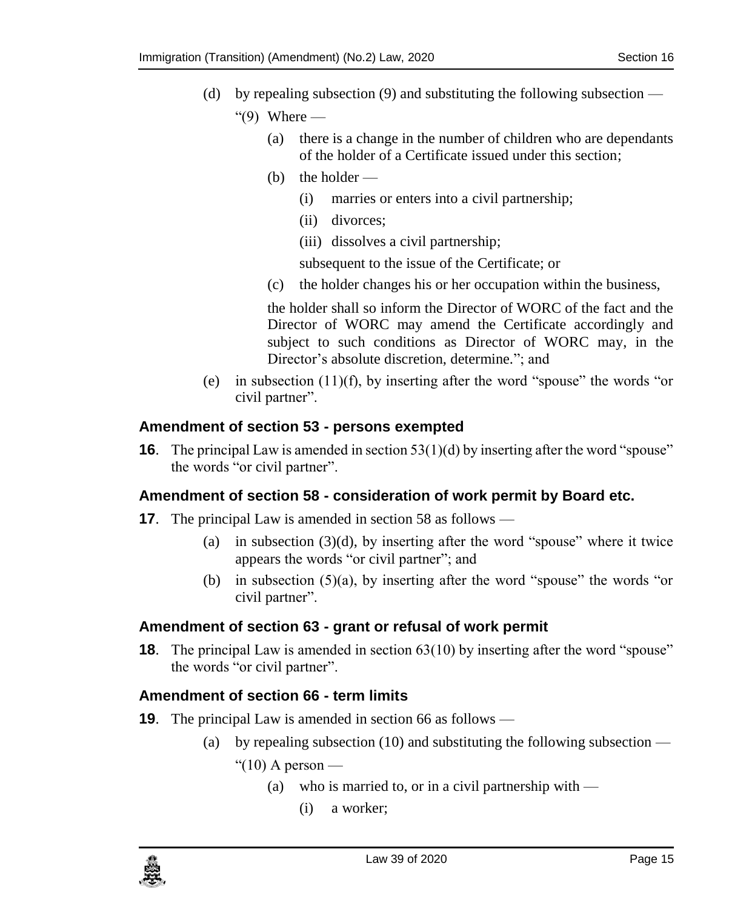(d) by repealing subsection (9) and substituting the following subsection —

"(9) Where —

(a) there is a change in the number of children who are dependants of the holder of a Certificate issued under this section;

(b) the holder —

(i) marries or enters into a civil partnership;

(ii) divorces;

(iii) dissolves a civil partnership;

subsequent to the issue of the Certificate; or

(c) the holder changes his or her occupation within the business,

the holder shall so inform the Director of WORC of the fact and the Director of WORC may amend the Certificate accordingly and subject to such conditions as Director of WORC may, in the Director's absolute discretion, determine."; and

(e) in subsection (11)(f), by inserting after the word "spouse" the words "or civil partner".

### Amendment of section 53 - persons exempted

**16**. The principal Law is amended in section 53(1)(d) by inserting after the word "spouse" the words "or civil partner".

### Amendment of section 58 - consideration of work permit by Board etc.

**17**. The principal Law is amended in section 58 as follows —

(a) in subsection (3)(d), by inserting after the word "spouse" where it twice appears the words "or civil partner"; and

(b) in subsection (5)(a), by inserting after the word "spouse" the words "or civil partner".

### Amendment of section 63 - grant or refusal of work permit

**18**. The principal Law is amended in section 63(10) by inserting after the word "spouse" the words "or civil partner".

### Amendment of section 66 - term limits

**19**. The principal Law is amended in section 66 as follows —

(a) by repealing subsection (10) and substituting the following subsection —

"(10) A person —

(a) who is married to, or in a civil partnership with —

(i) a worker;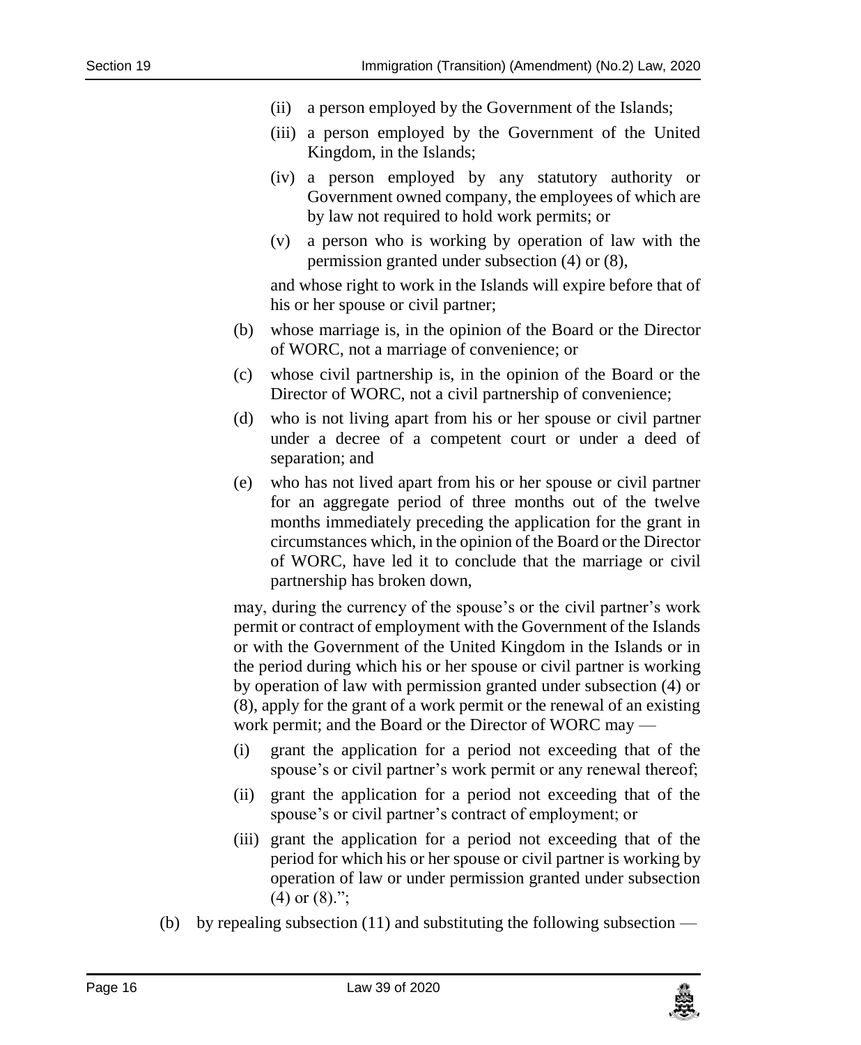(ii) a person employed by the Government of the Islands;

(iii) a person employed by the Government of the United Kingdom, in the Islands;

(iv) a person employed by any statutory authority or Government owned company, the employees of which are by law not required to hold work permits; or

(v) a person who is working by operation of law with the permission granted under subsection (4) or (8),

and whose right to work in the Islands will expire before that of his or her spouse or civil partner;

(b) whose marriage is, in the opinion of the Board or the Director of WORC, not a marriage of convenience; or

(c) whose civil partnership is, in the opinion of the Board or the Director of WORC, not a civil partnership of convenience;

(d) who is not living apart from his or her spouse or civil partner under a decree of a competent court or under a deed of separation; and

(e) who has not lived apart from his or her spouse or civil partner for an aggregate period of three months out of the twelve months immediately preceding the application for the grant in circumstances which, in the opinion of the Board or the Director of WORC, have led it to conclude that the marriage or civil partnership has broken down,

may, during the currency of the spouse's or the civil partner's work permit or contract of employment with the Government of the Islands or with the Government of the United Kingdom in the Islands or in the period during which his or her spouse or civil partner is working by operation of law with permission granted under subsection (4) or (8), apply for the grant of a work permit or the renewal of an existing work permit; and the Board or the Director of WORC may —

(i) grant the application for a period not exceeding that of the spouse's or civil partner's work permit or any renewal thereof;

(ii) grant the application for a period not exceeding that of the spouse's or civil partner's contract of employment; or

(iii) grant the application for a period not exceeding that of the period for which his or her spouse or civil partner is working by operation of law or under permission granted under subsection (4) or (8).";

(b) by repealing subsection (11) and substituting the following subsection —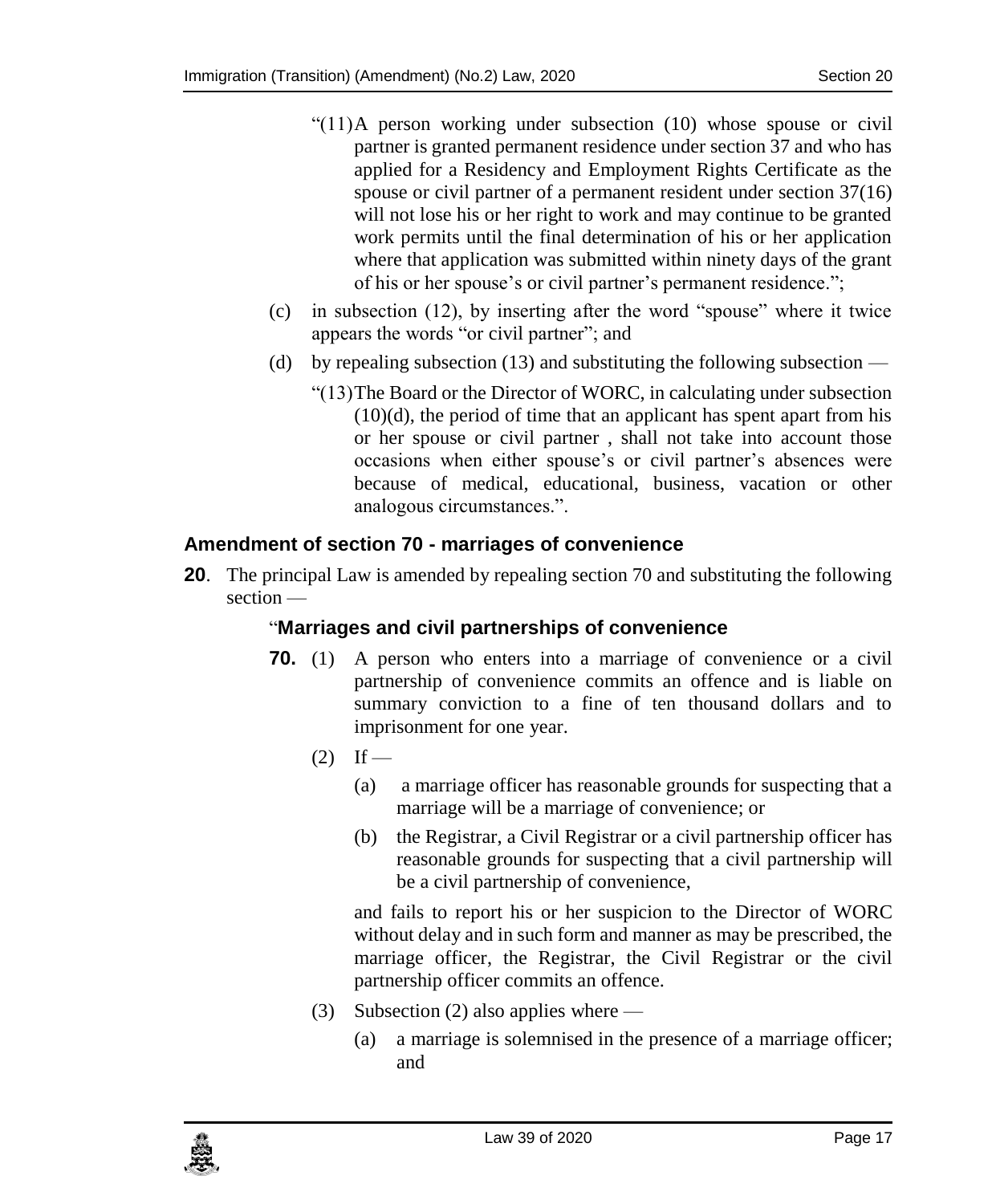"(11) A person working under subsection (10) whose spouse or civil partner is granted permanent residence under section 37 and who has applied for a Residency and Employment Rights Certificate as the spouse or civil partner of a permanent resident under section 37(16) will not lose his or her right to work and may continue to be granted work permits until the final determination of his or her application where that application was submitted within ninety days of the grant of his or her spouse's or civil partner's permanent residence.";

(c) in subsection (12), by inserting after the word "spouse" where it twice appears the words "or civil partner"; and

(d) by repealing subsection (13) and substituting the following subsection —

"(13) The Board or the Director of WORC, in calculating under subsection (10)(d), the period of time that an applicant has spent apart from his or her spouse or civil partner , shall not take into account those occasions when either spouse's or civil partner's absences were because of medical, educational, business, vacation or other analogous circumstances.".

### Amendment of section 70 - marriages of convenience

**20**. The principal Law is amended by repealing section 70 and substituting the following section —

"**Marriages and civil partnerships of convenience**

**70.** (1) A person who enters into a marriage of convenience or a civil partnership of convenience commits an offence and is liable on summary conviction to a fine of ten thousand dollars and to imprisonment for one year.

(2) If —

(a) a marriage officer has reasonable grounds for suspecting that a marriage will be a marriage of convenience; or

(b) the Registrar, a Civil Registrar or a civil partnership officer has reasonable grounds for suspecting that a civil partnership will be a civil partnership of convenience,

and fails to report his or her suspicion to the Director of WORC without delay and in such form and manner as may be prescribed, the marriage officer, the Registrar, the Civil Registrar or the civil partnership officer commits an offence.

(3) Subsection (2) also applies where —

(a) a marriage is solemnised in the presence of a marriage officer; and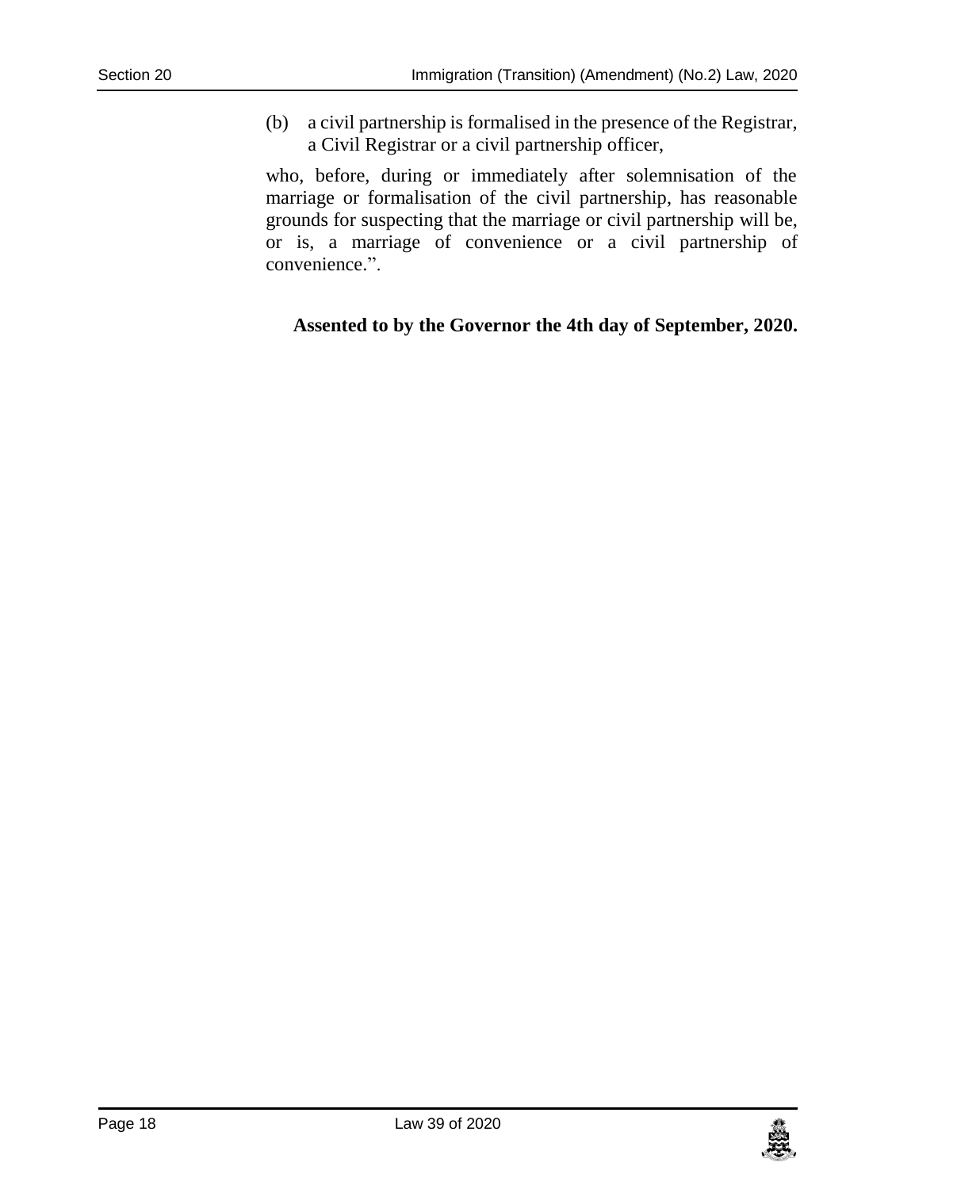(b) a civil partnership is formalised in the presence of the Registrar, a Civil Registrar or a civil partnership officer,

who, before, during or immediately after solemnisation of the marriage or formalisation of the civil partnership, has reasonable grounds for suspecting that the marriage or civil partnership will be, or is, a marriage of convenience or a civil partnership of convenience.".

**Assented to by the Governor the 4th day of September, 2020.**